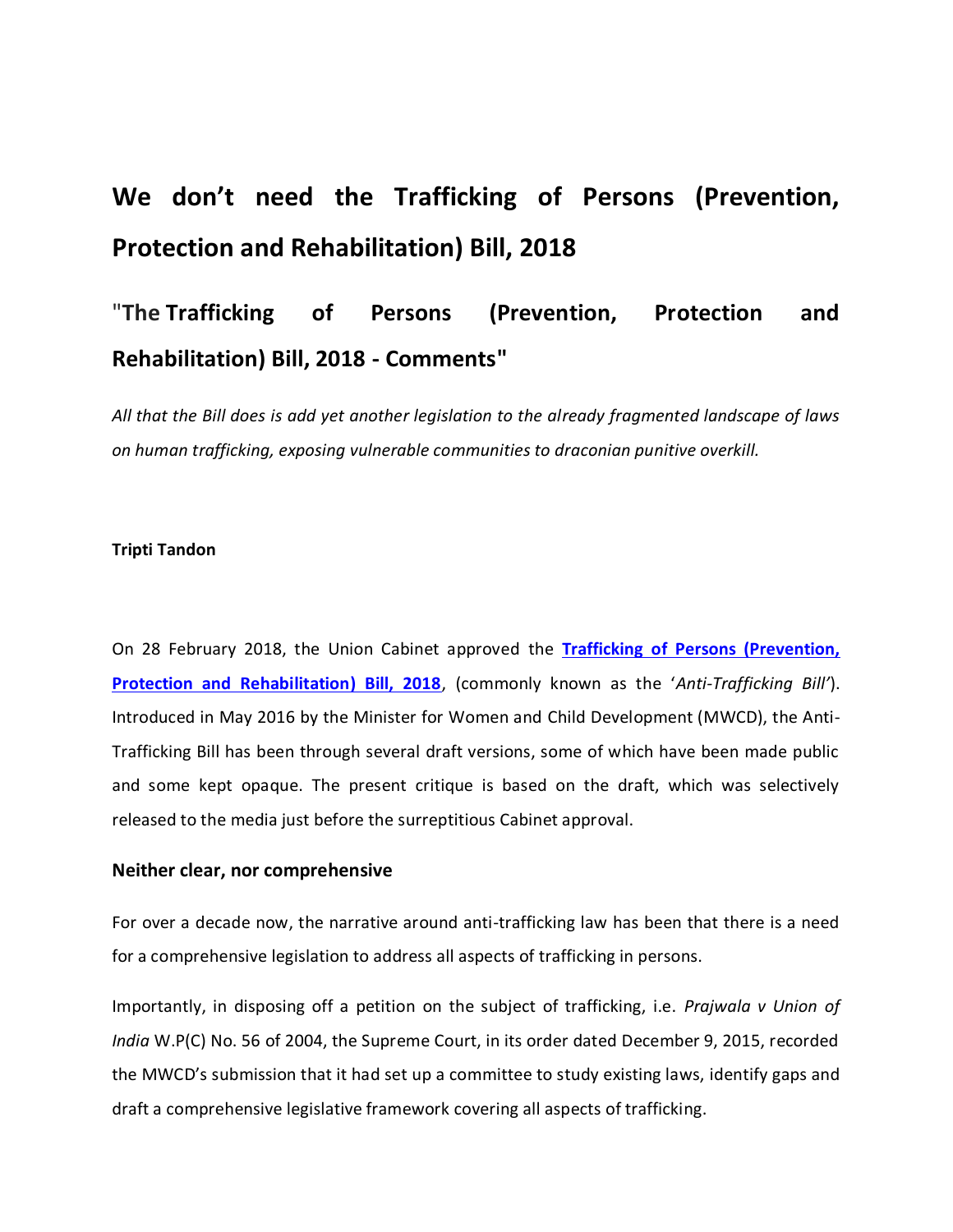# We don't need the Trafficking of Persons (Prevention, Protection and Rehabilitation) Bill, 2018

## "The Trafficking of Persons (Prevention, Protection and Rehabilitation) Bill, 2018 - Comments"

*All that the Bill does is add yet another legislation to the already fragmented landscape of laws on human trafficking, exposing vulnerable communities to draconian punitive overkill.*

**Tripti Tandon**

On 28 February 2018, the Union Cabinet approved the **Trafficking of Persons (Prevention, Protection and Rehabilitation) Bill, 2018**, (commonly known as the '*Anti-Trafficking Bill*'). Introduced in May 2016 by the Minister for Women and Child Development (MWCD), the Anti-Trafficking Bill has been through several draft versions, some of which have been made public and some kept opaque. The present critique is based on the draft, which was selectively released to the media just before the surreptitious Cabinet approval.

### Neither clear, nor comprehensive

For over a decade now, the narrative around anti-trafficking law has been that there is a need for a comprehensive legislation to address all aspects of trafficking in persons.

Importantly, in disposing off a petition on the subject of trafficking, i.e. *Prajwala v Union of India* W.P(C) No. 56 of 2004, the Supreme Court, in its order dated December 9, 2015, recorded the MWCD's submission that it had set up a committee to study existing laws, identify gaps and draft a comprehensive legislative framework covering all aspects of trafficking.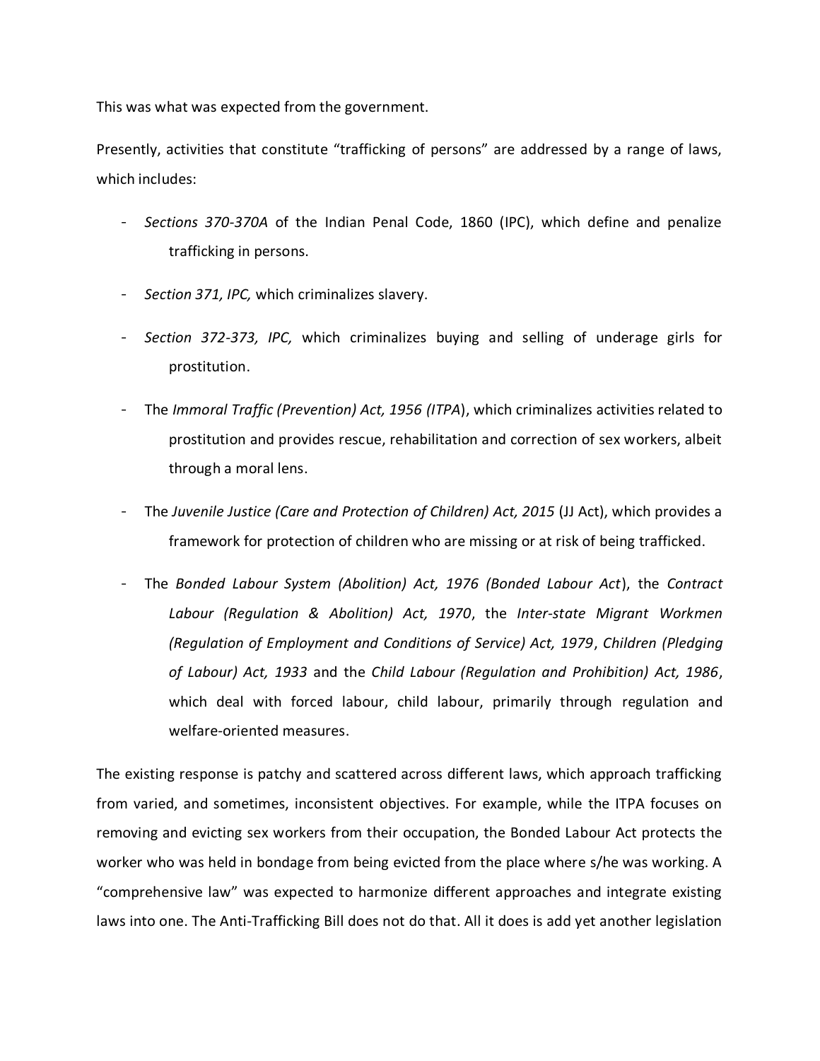This was what was expected from the government.

Presently, activities that constitute "trafficking of persons" are addressed by a range of laws, which includes:

- *Sections 370-370A* of the Indian Penal Code, 1860 (IPC), which define and penalize trafficking in persons.
- *Section 371, IPC,* which criminalizes slavery.
- *Section 372-373, IPC,* which criminalizes buying and selling of underage girls for prostitution.
- The *Immoral Traffic (Prevention) Act, 1956 (ITPA*), which criminalizes activities related to prostitution and provides rescue, rehabilitation and correction of sex workers, albeit through a moral lens.
- The *Juvenile Justice (Care and Protection of Children) Act, 2015* (JJ Act), which provides a framework for protection of children who are missing or at risk of being trafficked.
- The *Bonded Labour System (Abolition) Act, 1976 (Bonded Labour Act*), the *Contract Labour (Regulation & Abolition) Act, 1970*, the *Inter-state Migrant Workmen (Regulation of Employment and Conditions of Service) Act, 1979*, *Children (Pledging of Labour) Act, 1933* and the *Child Labour (Regulation and Prohibition) Act, 1986*, which deal with forced labour, child labour, primarily through regulation and welfare-oriented measures.

The existing response is patchy and scattered across different laws, which approach trafficking from varied, and sometimes, inconsistent objectives. For example, while the ITPA focuses on removing and evicting sex workers from their occupation, the Bonded Labour Act protects the worker who was held in bondage from being evicted from the place where s/he was working. A "comprehensive law" was expected to harmonize different approaches and integrate existing laws into one. The Anti-Trafficking Bill does not do that. All it does is add yet another legislation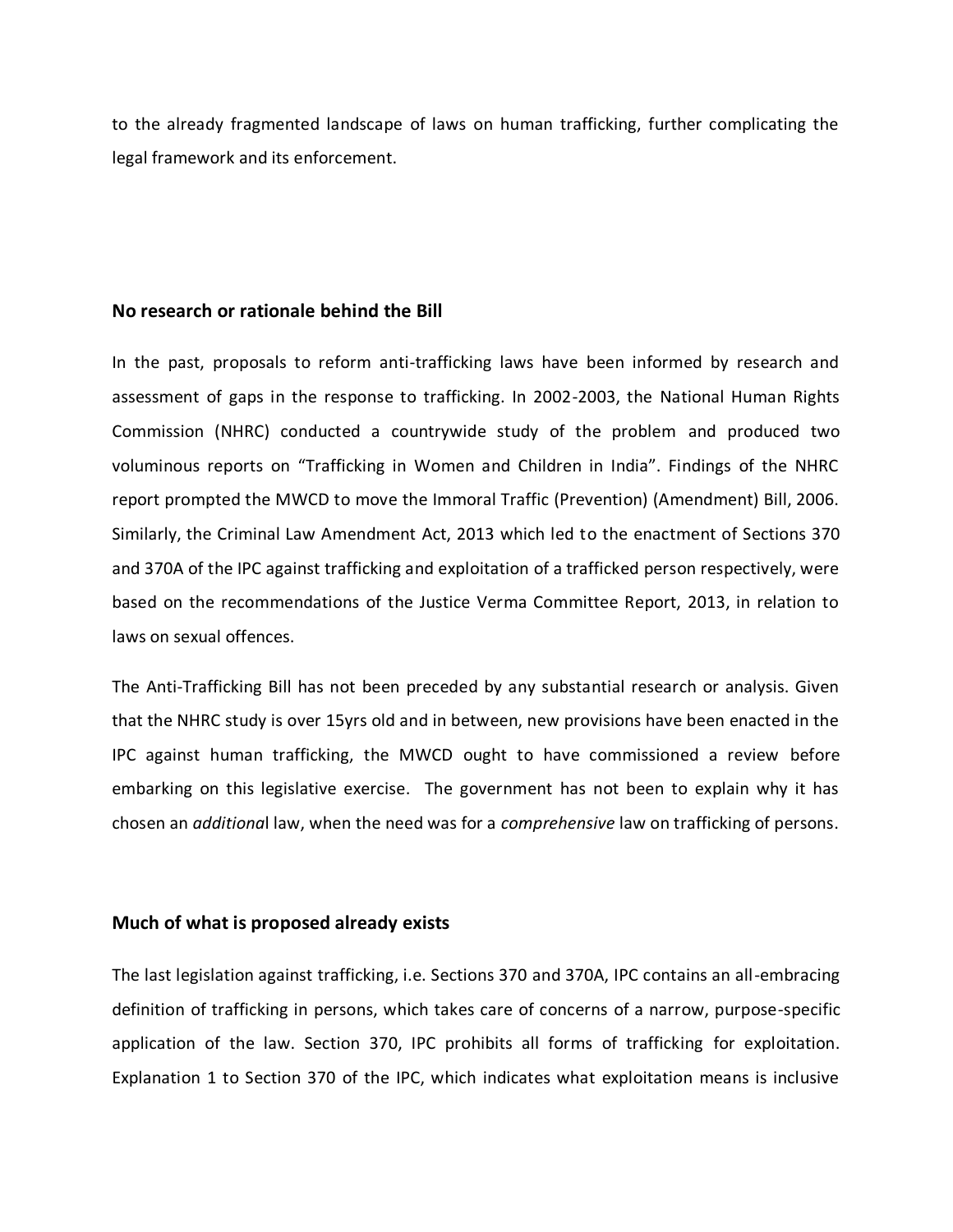to the already fragmented landscape of laws on human trafficking, further complicating the legal framework and its enforcement.

### No research or rationale behind the Bill

In the past, proposals to reform anti-trafficking laws have been informed by research and assessment of gaps in the response to trafficking. In 2002-2003, the National Human Rights Commission (NHRC) conducted a countrywide study of the problem and produced two voluminous reports on "Trafficking in Women and Children in India". Findings of the NHRC report prompted the MWCD to move the Immoral Traffic (Prevention) (Amendment) Bill, 2006. Similarly, the Criminal Law Amendment Act, 2013 which led to the enactment of Sections 370 and 370A of the IPC against trafficking and exploitation of a trafficked person respectively, were based on the recommendations of the Justice Verma Committee Report, 2013, in relation to laws on sexual offences.

The Anti-Trafficking Bill has not been preceded by any substantial research or analysis. Given that the NHRC study is over 15yrs old and in between, new provisions have been enacted in the IPC against human trafficking, the MWCD ought to have commissioned a review before embarking on this legislative exercise. The government has not been to explain why it has chosen an *additiona*l law, when the need was for a *comprehensive* law on trafficking of persons.

### Much of what is proposed already exists

The last legislation against trafficking, i.e. Sections 370 and 370A, IPC contains an all-embracing definition of trafficking in persons, which takes care of concerns of a narrow, purpose-specific application of the law. Section 370, IPC prohibits all forms of trafficking for exploitation. Explanation 1 to Section 370 of the IPC, which indicates what exploitation means is inclusive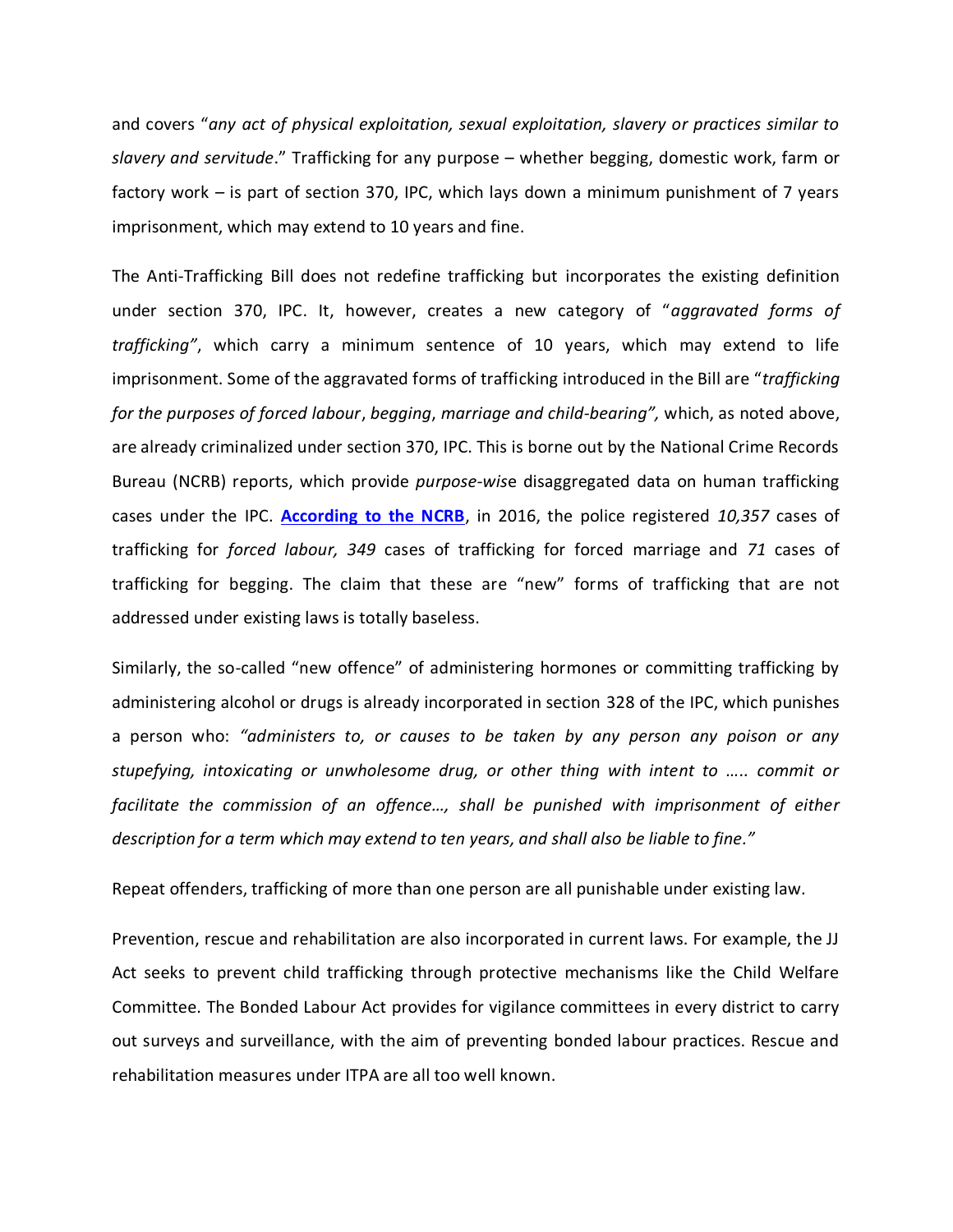and covers "*any act of physical exploitation, sexual exploitation, slavery or practices similar to slavery and servitude*." Trafficking for any purpose – whether begging, domestic work, farm or factory work – is part of section 370, IPC, which lays down a minimum punishment of 7 years imprisonment, which may extend to 10 years and fine.

The Anti-Trafficking Bill does not redefine trafficking but incorporates the existing definition under section 370, IPC. It, however, creates a new category of "*aggravated forms of trafficking"*, which carry a minimum sentence of 10 years, which may extend to life imprisonment. Some of the aggravated forms of trafficking introduced in the Bill are "*trafficking for the purposes of forced labour*, *begging*, *marriage and child-bearing",* which, as noted above, are already criminalized under section 370, IPC. This is borne out by the National Crime Records Bureau (NCRB) reports, which provide *purpose-wis*e disaggregated data on human trafficking cases under the IPC. **According to the NCRB**, in 2016, the police registered *10,357* cases of trafficking for *forced labour, 349* cases of trafficking for forced marriage and *71* cases of trafficking for begging. The claim that these are "new" forms of trafficking that are not addressed under existing laws is totally baseless.

Similarly, the so-called "new offence" of administering hormones or committing trafficking by administering alcohol or drugs is already incorporated in section 328 of the IPC, which punishes a person who: *"administers to, or causes to be taken by any person any poison or any stupefying, intoxicating or unwholesome drug, or other thing with intent to ….. commit or facilitate the commission of an offence…, shall be punished with imprisonment of either description for a term which may extend to ten years, and shall also be liable to fine."*

Repeat offenders, trafficking of more than one person are all punishable under existing law.

Prevention, rescue and rehabilitation are also incorporated in current laws. For example, the JJ Act seeks to prevent child trafficking through protective mechanisms like the Child Welfare Committee. The Bonded Labour Act provides for vigilance committees in every district to carry out surveys and surveillance, with the aim of preventing bonded labour practices. Rescue and rehabilitation measures under ITPA are all too well known.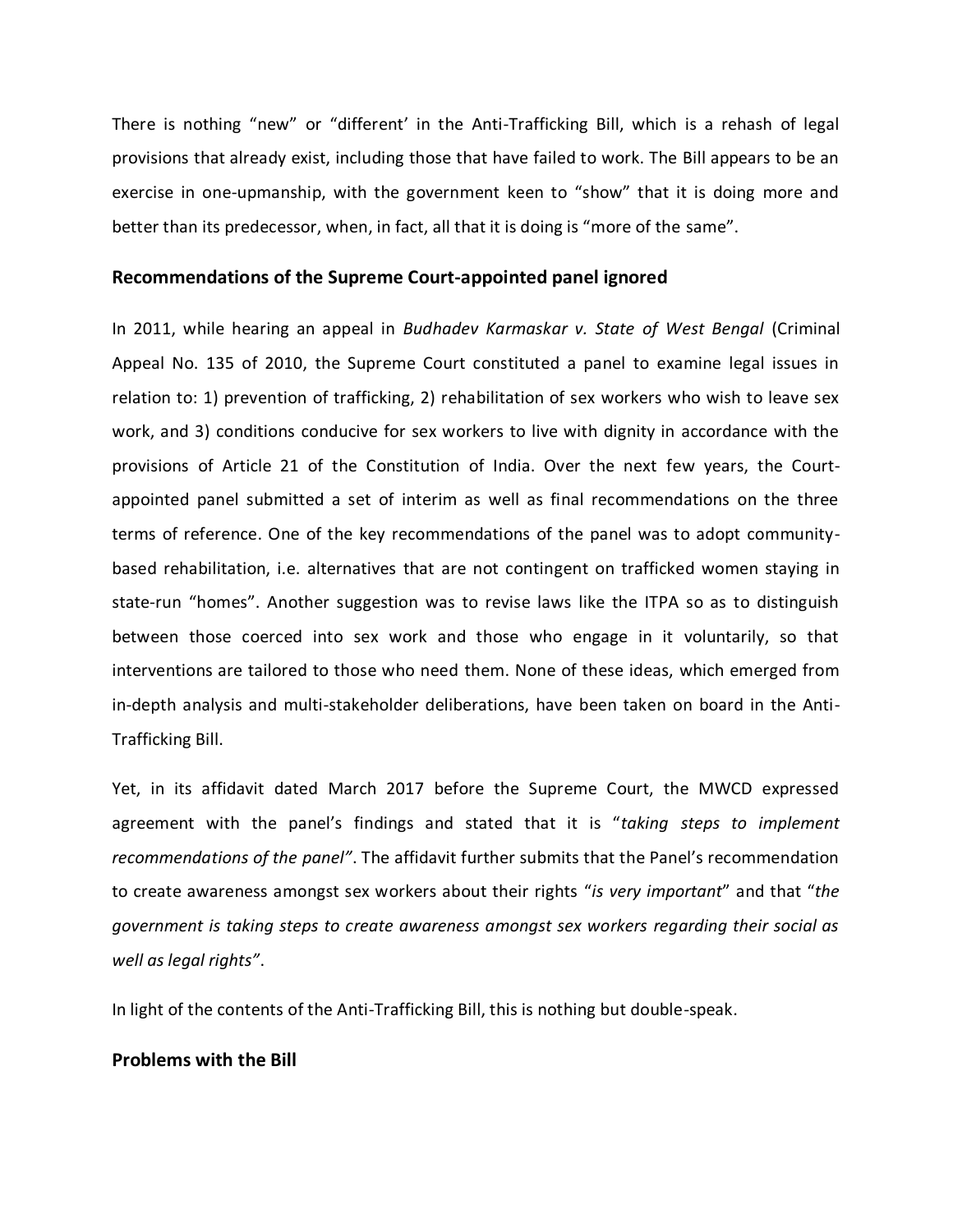There is nothing “new” or “different’ in the Anti-Trafficking Bill, which is a rehash of legal provisions that already exist, including those that have failed to work. The Bill appears to be an exercise in one-upmanship, with the government keen to “show” that it is doing more and better than its predecessor, when, in fact, all that it is doing is “more of the same”.

## Recommendations of the Supreme Court-appointed panel ignored

In 2011, while hearing an appeal in *Budhadev Karmaskar v. State of West Bengal* (Criminal Appeal No. 135 of 2010, the Supreme Court constituted a panel to examine legal issues in relation to: 1) prevention of trafficking, 2) rehabilitation of sex workers who wish to leave sex work, and 3) conditions conducive for sex workers to live with dignity in accordance with the provisions of Article 21 of the Constitution of India. Over the next few years, the Court-appointed panel submitted a set of interim as well as final recommendations on the three terms of reference. One of the key recommendations of the panel was to adopt community-based rehabilitation, i.e. alternatives that are not contingent on trafficked women staying in state-run “homes”. Another suggestion was to revise laws like the ITPA so as to distinguish between those coerced into sex work and those who engage in it voluntarily, so that interventions are tailored to those who need them. None of these ideas, which emerged from in-depth analysis and multi-stakeholder deliberations, have been taken on board in the Anti-Trafficking Bill.

Yet, in its affidavit dated March 2017 before the Supreme Court, the MWCD expressed agreement with the panel’s findings and stated that it is “*taking steps to implement recommendations of the panel”*. The affidavit further submits that the Panel’s recommendation to create awareness amongst sex workers about their rights “*is very important*” and that “*the government is taking steps to create awareness amongst sex workers regarding their social as well as legal rights”*.

In light of the contents of the Anti-Trafficking Bill, this is nothing but double-speak.

## Problems with the Bill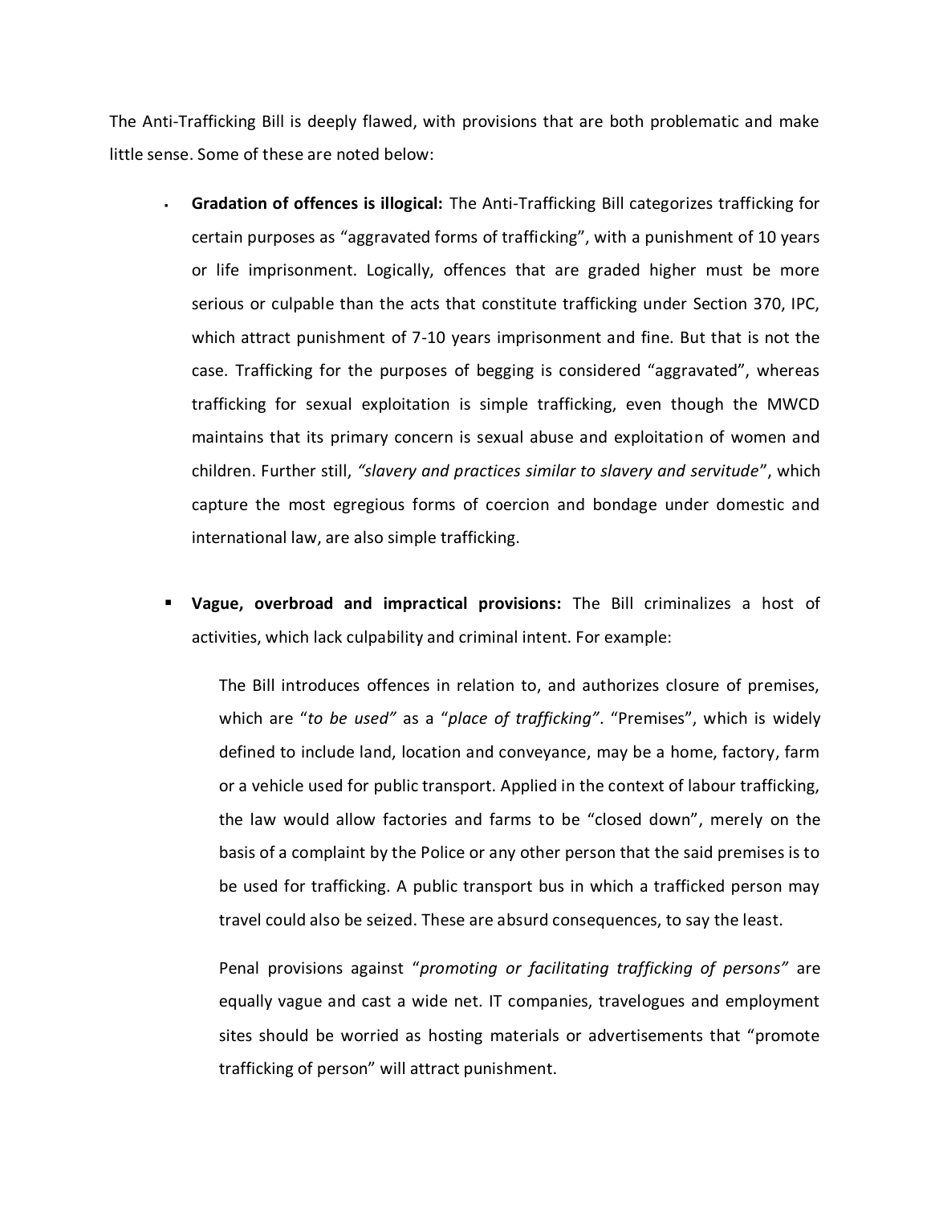The Anti-Trafficking Bill is deeply flawed, with provisions that are both problematic and make little sense. Some of these are noted below:

- **Gradation of offences is illogical:** The Anti-Trafficking Bill categorizes trafficking for certain purposes as "aggravated forms of trafficking", with a punishment of 10 years or life imprisonment. Logically, offences that are graded higher must be more serious or culpable than the acts that constitute trafficking under Section 370, IPC, which attract punishment of 7-10 years imprisonment and fine. But that is not the case. Trafficking for the purposes of begging is considered "aggravated", whereas trafficking for sexual exploitation is simple trafficking, even though the MWCD maintains that its primary concern is sexual abuse and exploitation of women and children. Further still, *"slavery and practices similar to slavery and servitude"*, which capture the most egregious forms of coercion and bondage under domestic and international law, are also simple trafficking.

- **Vague, overbroad and impractical provisions:** The Bill criminalizes a host of activities, which lack culpability and criminal intent. For example:

  The Bill introduces offences in relation to, and authorizes closure of premises, which are "*to be used*" as a "*place of trafficking*". "Premises", which is widely defined to include land, location and conveyance, may be a home, factory, farm or a vehicle used for public transport. Applied in the context of labour trafficking, the law would allow factories and farms to be "closed down", merely on the basis of a complaint by the Police or any other person that the said premises is to be used for trafficking. A public transport bus in which a trafficked person may travel could also be seized. These are absurd consequences, to say the least.

  Penal provisions against "*promoting or facilitating trafficking of persons*" are equally vague and cast a wide net. IT companies, travelogues and employment sites should be worried as hosting materials or advertisements that "promote trafficking of person" will attract punishment.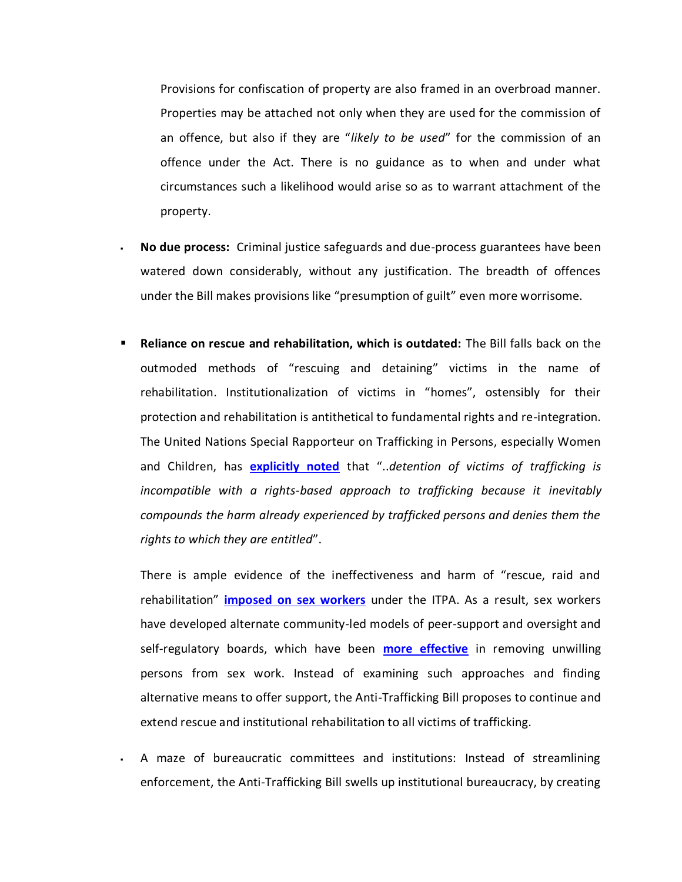Provisions for confiscation of property are also framed in an overbroad manner. Properties may be attached not only when they are used for the commission of an offence, but also if they are "*likely to be used*" for the commission of an offence under the Act. There is no guidance as to when and under what circumstances such a likelihood would arise so as to warrant attachment of the property.

- **No due process:** Criminal justice safeguards and due-process guarantees have been watered down considerably, without any justification. The breadth of offences under the Bill makes provisions like "presumption of guilt" even more worrisome.

- **Reliance on rescue and rehabilitation, which is outdated:** The Bill falls back on the outmoded methods of "rescuing and detaining" victims in the name of rehabilitation. Institutionalization of victims in "homes", ostensibly for their protection and rehabilitation is antithetical to fundamental rights and re-integration. The United Nations Special Rapporteur on Trafficking in Persons, especially Women and Children, has **explicitly noted** that "..*detention of victims of trafficking is incompatible with a rights-based approach to trafficking because it inevitably compounds the harm already experienced by trafficked persons and denies them the rights to which they are entitled*".

  There is ample evidence of the ineffectiveness and harm of "rescue, raid and rehabilitation" **imposed on sex workers** under the ITPA. As a result, sex workers have developed alternate community-led models of peer-support and oversight and self-regulatory boards, which have been **more effective** in removing unwilling persons from sex work. Instead of examining such approaches and finding alternative means to offer support, the Anti-Trafficking Bill proposes to continue and extend rescue and institutional rehabilitation to all victims of trafficking.

- A maze of bureaucratic committees and institutions: Instead of streamlining enforcement, the Anti-Trafficking Bill swells up institutional bureaucracy, by creating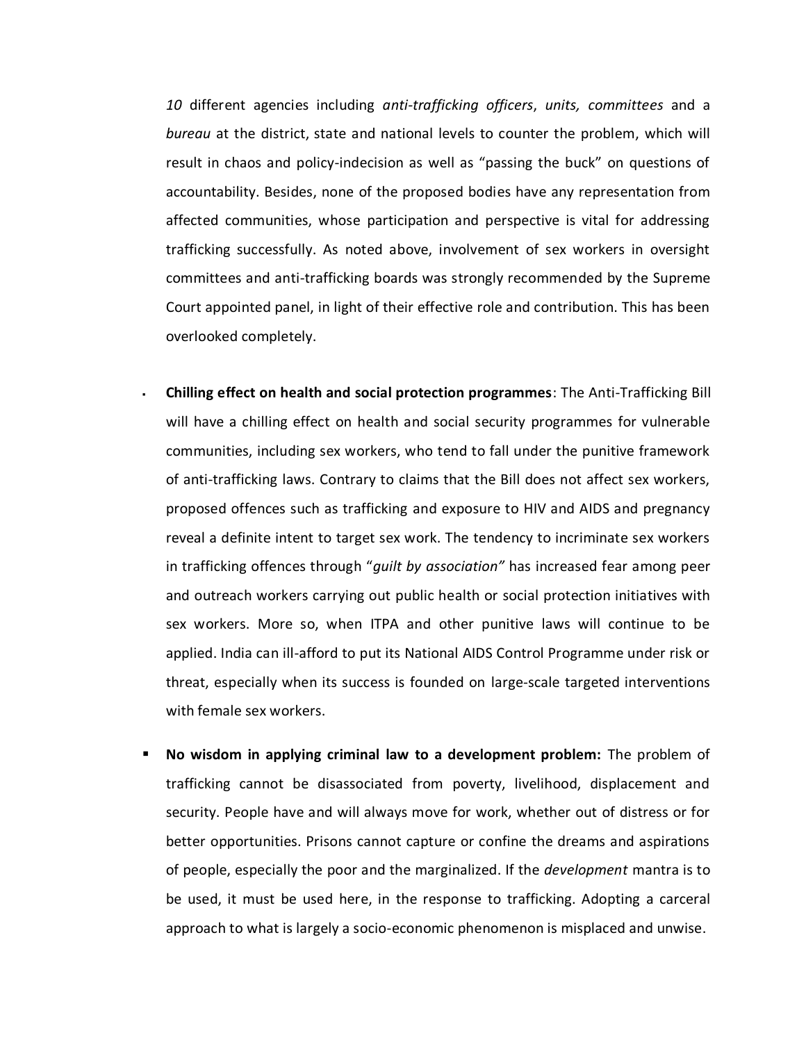*10* different agencies including *anti-trafficking officers*, *units, committees* and a *bureau* at the district, state and national levels to counter the problem, which will result in chaos and policy-indecision as well as "passing the buck" on questions of accountability. Besides, none of the proposed bodies have any representation from affected communities, whose participation and perspective is vital for addressing trafficking successfully. As noted above, involvement of sex workers in oversight committees and anti-trafficking boards was strongly recommended by the Supreme Court appointed panel, in light of their effective role and contribution. This has been overlooked completely.

- **Chilling effect on health and social protection programmes**: The Anti-Trafficking Bill will have a chilling effect on health and social security programmes for vulnerable communities, including sex workers, who tend to fall under the punitive framework of anti-trafficking laws. Contrary to claims that the Bill does not affect sex workers, proposed offences such as trafficking and exposure to HIV and AIDS and pregnancy reveal a definite intent to target sex work. The tendency to incriminate sex workers in trafficking offences through "*guilt by association"* has increased fear among peer and outreach workers carrying out public health or social protection initiatives with sex workers. More so, when ITPA and other punitive laws will continue to be applied. India can ill-afford to put its National AIDS Control Programme under risk or threat, especially when its success is founded on large-scale targeted interventions with female sex workers.

- **No wisdom in applying criminal law to a development problem:** The problem of trafficking cannot be disassociated from poverty, livelihood, displacement and security. People have and will always move for work, whether out of distress or for better opportunities. Prisons cannot capture or confine the dreams and aspirations of people, especially the poor and the marginalized. If the *development* mantra is to be used, it must be used here, in the response to trafficking. Adopting a carceral approach to what is largely a socio-economic phenomenon is misplaced and unwise.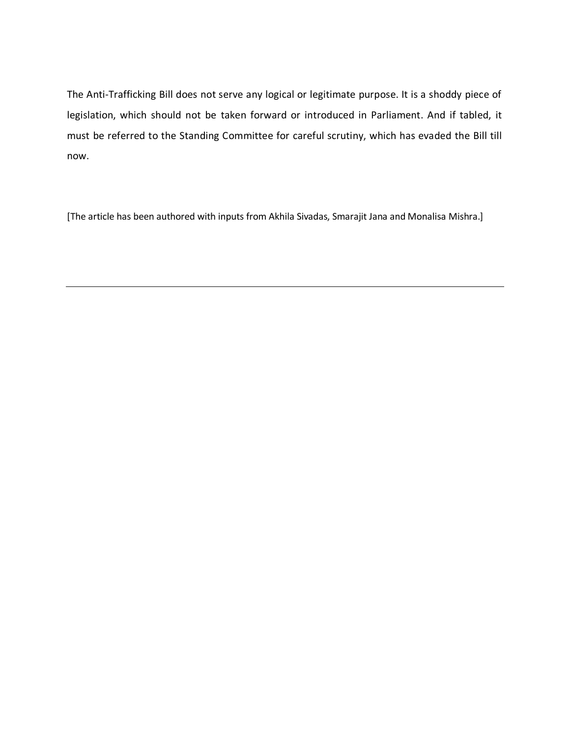The Anti-Trafficking Bill does not serve any logical or legitimate purpose. It is a shoddy piece of legislation, which should not be taken forward or introduced in Parliament. And if tabled, it must be referred to the Standing Committee for careful scrutiny, which has evaded the Bill till now.

[The article has been authored with inputs from Akhila Sivadas, Smarajit Jana and Monalisa Mishra.]

---